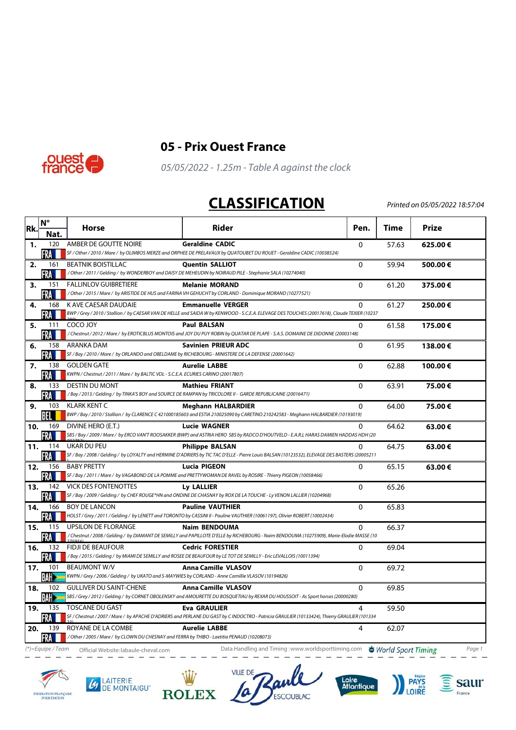# 05 - Prix Ouest France

*05/05/2022 - 1.25m - Table A against the clock*

## CLASSIFICATION

*Printed on 05/05/2022 18:57:04*

| Rk. | N° / Nat. | Horse | Rider | Pen. | Time | Prize |
|---|---|---|---|---|---|---|
| 1. | 120 FRA | AMBER DE GOUTTE NOIRE<br>*SF / Other / 2010 / Mare / by OLIMBOS MERZE and ORPHEE DE PRELAVAUX by QUATOUBET DU ROUET - Geraldine CADIC (10038524)* | **Geraldine CADIC** | 0 | 57.63 | **625.00 €** |
| 2. | 161 FRA | BEATNIK BOISTILLAC<br>*/ Other / 2011 / Gelding / by WONDERBOY and DAISY DE MEHEUDIN by NOIRAUD PILE - Stephanie SALA (10274040)* | **Quentin SALLIOT** | 0 | 59.94 | **500.00 €** |
| 3. | 151 FRA | FALLINLOV GUIBRETIERE<br>*/ Other / 2015 / Mare / by ARISTIDE DE HUS and FARINA VH GEHUCHT by CORLAND - Dominique MORAND (10277521)* | **Melanie MORAND** | 0 | 61.20 | **375.00 €** |
| 4. | 168 FRA | K AVE CAESAR DAUDAIE<br>*BWP / Grey / 2010 / Stallion / by CAESAR VAN DE HELLE and SAIDA W by KENWOOD - S.C.E.A. ELEVAGE DES TOUCHES (20017618), Claude TEXIER (10237380)* | **Emmanuelle VERGER** | 0 | 61.27 | **250.00 €** |
| 5. | 111 FRA | COCO JOY<br>*/ Chestnut / 2012 / Mare / by EROTICBLUS MONTOIS and JOY DU PUY ROBIN by QUATAR DE PLAPE - S.A.S. DOMAINE DE DIDONNE (20003148)* | **Paul BALSAN** | 0 | 61.58 | **175.00 €** |
| 6. | 158 FRA | ARANKA DAM<br>*SF / Bay / 2010 / Mare / by ORLANDO and OBELDAME by RICHEBOURG - MINISTERE DE LA DEFENSE (20001642)* | **Savinien PRIEUR ADC** | 0 | 61.95 | **138.00 €** |
| 7. | 138 FRA | GOLDEN GATE<br>*KWPN / Chestnut / 2011 / Mare / by BALTIC VDL - S.C.E.A. ECURIES CARINO (20017807)* | **Aurelie LABBE** | 0 | 62.88 | **100.00 €** |
| 8. | 133 FRA | DESTIN DU MONT<br>*/ Bay / 2013 / Gelding / by TINKA'S BOY and SOURCE DE RAMPAN by TRICOLORE II - GARDE REPUBLICAINE (20016471)* | **Mathieu FRIANT** | 0 | 63.91 | **75.00 €** |
| 9. | 103 BEL | KLARK KENT C<br>*BWP / Bay / 2010 / Stallion / by CLARENCE C 421000185603 and ESTIA 210025090 by CARETINO 210242583 - Meghann HALBARDIER (10193019)* | **Meghann HALBARDIER** | 0 | 64.00 | **75.00 €** |
| 10. | 169 FRA | DIVINE HERO (E.T.)<br>*SBS / Bay / 2009 / Mare / by ERCO VAN'T ROOSAKKER (BWP) and ASTRIA HERO SBS by RADCO D'HOUTVELD - E.A.R.L HARAS DAMIEN HADDAS HDH (20002783)* | **Lucie WAGNER** | 0 | 64.62 | **63.00 €** |
| 11. | 114 FRA | UKAR DU PEU<br>*SF / Bay / 2008 / Gelding / by LOYALTY and HERMINE D'ADRIERS by TIC TAC D'ELLE - Pierre Louis BALSAN (10123532), ELEVAGE DES BASTERS (20005211)* | **Philippe BALSAN** | 0 | 64.75 | **63.00 €** |
| 12. | 156 FRA | BABY PRETTY<br>*SF / Bay / 2011 / Mare / by VAGABOND DE LA POMME and PRETTYWOMAN DE RAVEL by ROSIRE - Thierry PIGEON (10058466)* | **Lucia PIGEON** | 0 | 65.15 | **63.00 €** |
| 13. | 142 FRA | VICK DES FONTENOTTES<br>*SF / Bay / 2009 / Gelding / by CHEF ROUGE*HN and ONDINE DE CHASNAY by ROX DE LA TOUCHE - Ly VENON LALLIER (10204968)* | **Ly LALLIER** | 0 | 65.26 | |
| 14. | 166 FRA | BOY DE LANCON<br>*HOLST / Grey / 2011 / Gelding / by LENETT and TORONTO by CASSINI II - Pauline VAUTHIER (10061197), Olivier ROBERT (10002434)* | **Pauline VAUTHIER** | 0 | 65.83 | |
| 15. | 115 FRA | UPSILON DE FLORANGE<br>*/ Chestnut / 2008 / Gelding / by DIAMANT DE SEMILLY and PAPILLOTE D'ELLE by RICHEBOURG - Naim BENDOUMA (10275909), Marie-Elodie MASSE (10275956)* | **Naim BENDOUMA** | 0 | 66.37 | |
| 16. | 132 FRA | FIDJI DE BEAUFOUR<br>*/ Bay / 2015 / Gelding / by MIAMI DE SEMILLY and ROSEE DE BEAUFOUR by LE TOT DE SEMILLY - Eric LEVALLOIS (10011394)* | **Cedric FORESTIER** | 0 | 69.04 | |
| 17. | 101 BAH | BEAUMONT W/V<br>*KWPN / Grey / 2006 / Gelding / by UKATO and S-MAYWIES by CORLAND - Anne Camillie VLASOV (10194826)* | **Anna Camille VLASOV** | 0 | 69.72 | |
| 18. | 102 BAH | GULLIVER DU SAINT-CHENE<br>*SBS / Grey / 2012 / Gelding / by CORNET OBOLENSKY and AMOURETTE DU BOSQUETIAU by REXAR DU HOUSSOIT - As Sport horses (20000280)* | **Anna Camille VLASOV** | 0 | 69.85 | |
| 19. | 135 FRA | TOSCANE DU GAST<br>*SF / Chestnut / 2007 / Mare / by APACHE D'ADRIERS and PERLANE DU GAST by C INDOCTRO - Patricia GRAULIER (10133424), Thierry GRAULIER (10133423)* | **Eva GRAULIER** | 4 | 59.50 | |
| 20. | 139 FRA | ROYANE DE LA COMBE<br>*/ Other / 2005 / Mare / by CLOWN DU CHESNAY and FERRA by THIBO - Laetitia PENAUD (10208073)* | **Aurelie LABBE** | 4 | 62.07 | |

(*)=Equipe / Team — Official Website: labaule-cheval.com — Data Handling and Timing: www.worldsporttiming.com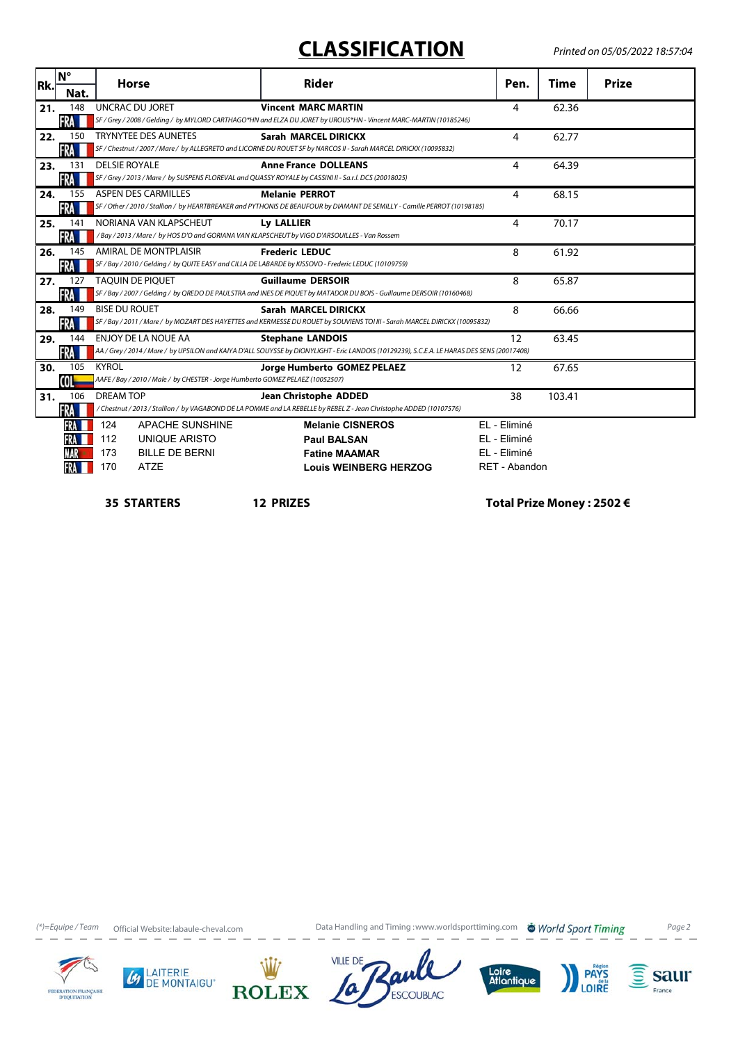# CLASSIFICATION

*Printed on 05/05/2022 18:57:04*

| Rk. | N° Nat. | Horse | Rider | Pen. | Time | Prize |
|---|---|---|---|---|---|---|
| 21. | 148 FRA | UNCRAC DU JORET<br>*SF / Grey / 2008 / Gelding / by MYLORD CARTHAGO*HN and ELZA DU JORET by UROUS*HN - Vincent MARC-MARTIN (10185246)* | **Vincent MARC MARTIN** | 4 | 62.36 | |
| 22. | 150 FRA | TRYNYTEE DES AUNETES<br>*SF / Chestnut / 2007 / Mare / by ALLEGRETO and LICORNE DU ROUET SF by NARCOS II - Sarah MARCEL DIRICKX (10095832)* | **Sarah MARCEL DIRICKX** | 4 | 62.77 | |
| 23. | 131 FRA | DELSIE ROYALE<br>*SF / Grey / 2013 / Mare / by SUSPENS FLOREVAL and QUASSY ROYALE by CASSINI II - Sa.r.l. DCS (20018025)* | **Anne France DOLLEANS** | 4 | 64.39 | |
| 24. | 155 FRA | ASPEN DES CARMILLES<br>*SF / Other / 2010 / Stallion / by HEARTBREAKER and PYTHONIS DE BEAUFOUR by DIAMANT DE SEMILLY - Camille PERROT (10198185)* | **Melanie PERROT** | 4 | 68.15 | |
| 25. | 141 FRA | NORIANA VAN KLAPSCHEUT<br>*/ Bay / 2013 / Mare / by HOS D'O and GORIANA VAN KLAPSCHEUT by VIGO D'ARSOUILLES - Van Rossem* | **Ly LALLIER** | 4 | 70.17 | |
| 26. | 145 FRA | AMIRAL DE MONTPLAISIR<br>*SF / Bay / 2010 / Gelding / by QUITE EASY and CILLA DE LABARDE by KISSOVO - Frederic LEDUC (10109759)* | **Frederic LEDUC** | 8 | 61.92 | |
| 27. | 127 FRA | TAQUIN DE PIQUET<br>*SF / Bay / 2007 / Gelding / by QREDO DE PAULSTRA and INES DE PIQUET by MATADOR DU BOIS - Guillaume DERSOIR (10160468)* | **Guillaume DERSOIR** | 8 | 65.87 | |
| 28. | 149 FRA | BISE DU ROUET<br>*SF / Bay / 2011 / Mare / by MOZART DES HAYETTES and KERMESSE DU ROUET by SOUVIENS TOI III - Sarah MARCEL DIRICKX (10095832)* | **Sarah MARCEL DIRICKX** | 8 | 66.66 | |
| 29. | 144 FRA | ENJOY DE LA NOUE AA<br>*AA / Grey / 2014 / Mare / by UPSILON and KAIYA D'ALL SOUYSSE by DIONYLIGHT - Eric LANDOIS (10129239), S.C.E.A. LE HARAS DES SENS (20017408)* | **Stephane LANDOIS** | 12 | 63.45 | |
| 30. | 105 COL | KYROL<br>*AAFE / Bay / 2010 / Male / by CHESTER - Jorge Humberto GOMEZ PELAEZ (10052507)* | **Jorge Humberto GOMEZ PELAEZ** | 12 | 67.65 | |
| 31. | 106 FRA | DREAM TOP<br>*/ Chestnut / 2013 / Stallion / by VAGABOND DE LA POMME and LA REBELLE by REBEL Z - Jean Christophe ADDED (10107576)* | **Jean Christophe ADDED** | 38 | 103.41 | |

| Nat. | N° | Horse | Rider | Status |
|---|---|---|---|---|
| FRA | 124 | APACHE SUNSHINE | **Melanie CISNEROS** | EL - Eliminé |
| FRA | 112 | UNIQUE ARISTO | **Paul BALSAN** | EL - Eliminé |
| MAR | 173 | BILLE DE BERNI | **Fatine MAAMAR** | EL - Eliminé |
| FRA | 170 | ATZE | **Louis WEINBERG HERZOG** | RET - Abandon |

**35 STARTERS** **12 PRIZES** **Total Prize Money : 2502 €**

*(*)=Equipe / Team* Official Website: labaule-cheval.com Data Handling and Timing : www.worldsporttiming.com World Sport Timing